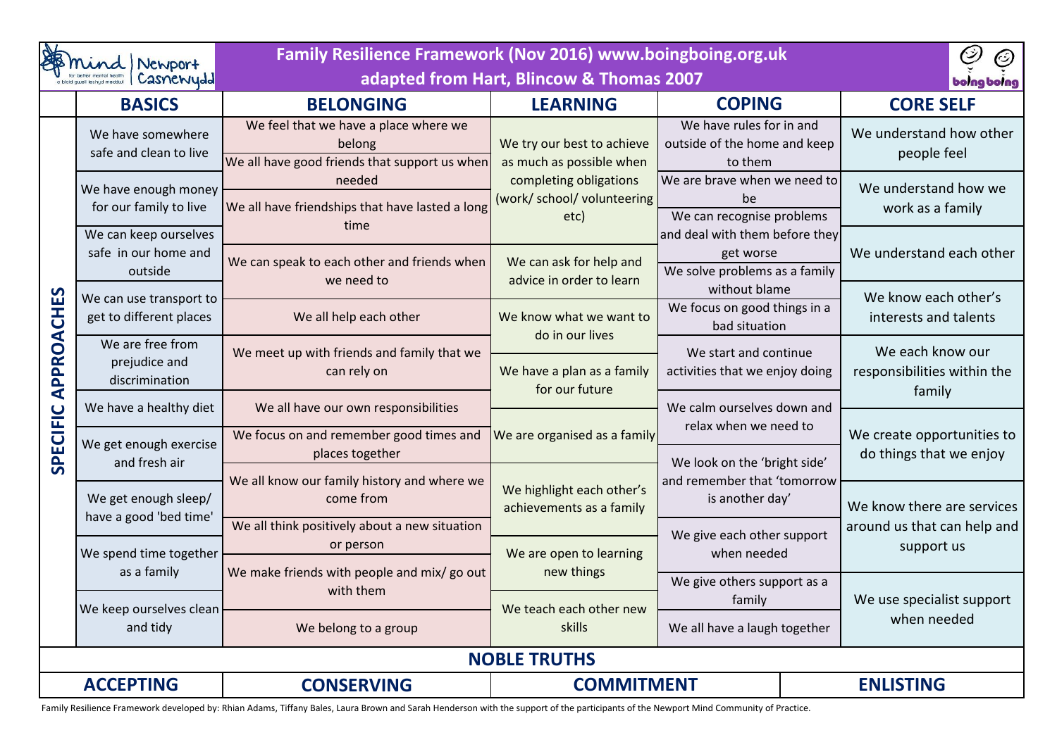# Family Resilience Framework (Nov 2016) www.boingboing.org.uk

## adapted from Hart, Blincow & Thomas 2007

**SPECIFIC APPROACHES**

| BASICS | BELONGING | LEARNING | COPING | CORE SELF |
|---|---|---|---|---|
| We have somewhere safe and clean to live | We feel that we have a place where we belong | We try our best to achieve as much as possible when completing obligations (work/ school/ volunteering etc) | We have rules for in and outside of the home and keep to them | We understand how other people feel |
| We have enough money for our family to live | We all have good friends that support us when needed | | We are brave when we need to be | We understand how we work as a family |
| We can keep ourselves safe in our home and outside | We all have friendships that have lasted a long time | | We can recognise problems and deal with them before they get worse | We understand each other |
| We can use transport to get to different places | We can speak to each other and friends when we need to | We can ask for help and advice in order to learn | We solve problems as a family without blame | We know each other's interests and talents |
| We are free from prejudice and discrimination | We all help each other | We know what we want to do in our lives | We focus on good things in a bad situation | We each know our responsibilities within the family |
| We have a healthy diet | We meet up with friends and family that we can rely on | We have a plan as a family for our future | We start and continue activities that we enjoy doing | We create opportunities to do things that we enjoy |
| We get enough exercise and fresh air | We all have our own responsibilities | We are organised as a family | We calm ourselves down and relax when we need to | |
| We get enough sleep/ have a good 'bed time' | We focus on and remember good times and places together | We highlight each other's achievements as a family | We look on the 'bright side' and remember that 'tomorrow is another day' | We know there are services around us that can help and support us |
| We spend time together as a family | We all know our family history and where we come from | We are open to learning new things | We give each other support when needed | |
| We keep ourselves clean and tidy | We all think positively about a new situation or person | We teach each other new skills | We give others support as a family | We use specialist support when needed |
| | We make friends with people and mix/ go out with them | | We all have a laugh together | |
| | We belong to a group | | | |

**NOBLE TRUTHS**

| ACCEPTING | CONSERVING | COMMITMENT | ENLISTING |
|---|---|---|---|

Family Resilience Framework developed by: Rhian Adams, Tiffany Bales, Laura Brown and Sarah Henderson with the support of the participants of the Newport Mind Community of Practice.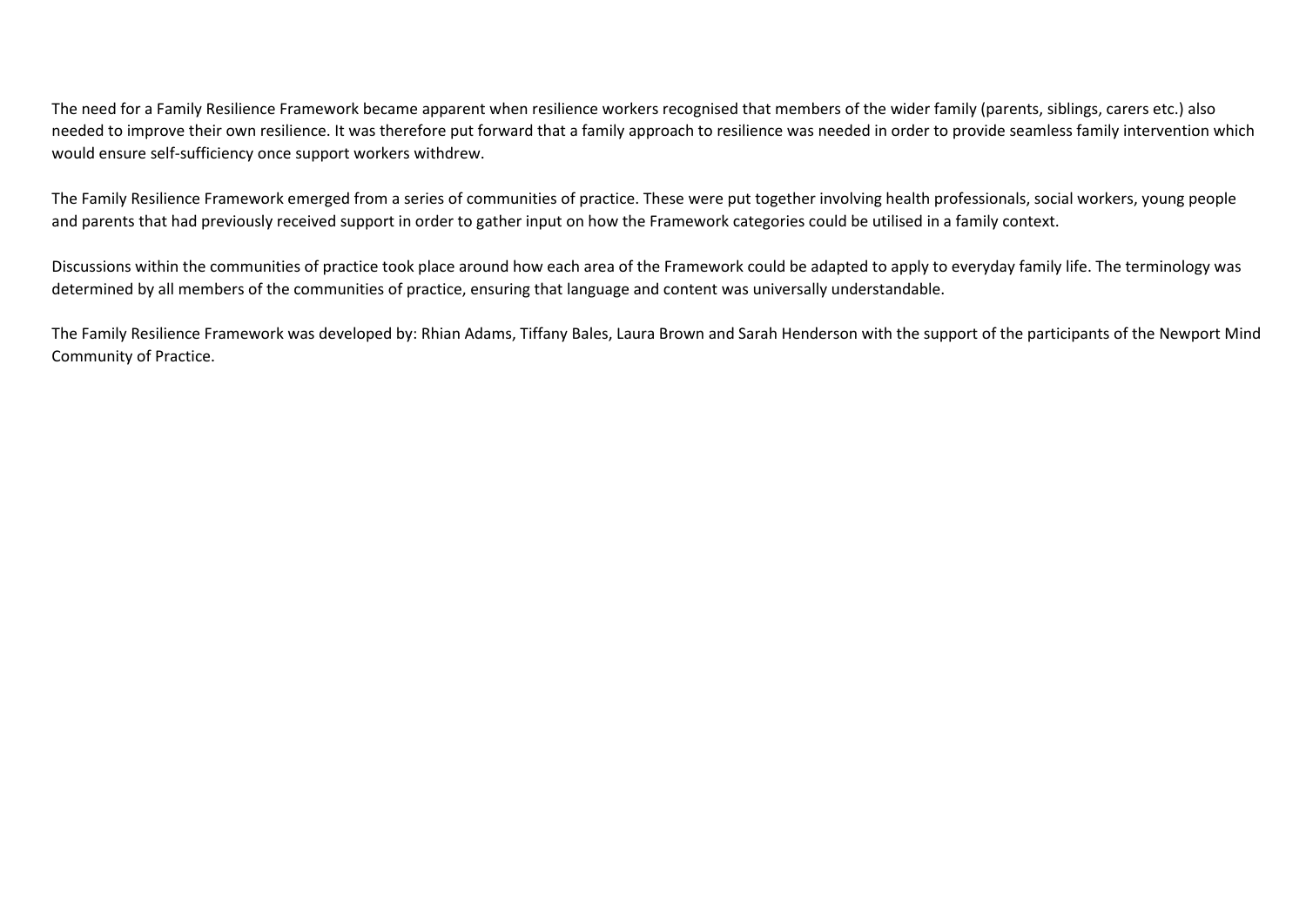The need for a Family Resilience Framework became apparent when resilience workers recognised that members of the wider family (parents, siblings, carers etc.) also needed to improve their own resilience. It was therefore put forward that a family approach to resilience was needed in order to provide seamless family intervention which would ensure self-sufficiency once support workers withdrew.

The Family Resilience Framework emerged from a series of communities of practice. These were put together involving health professionals, social workers, young people and parents that had previously received support in order to gather input on how the Framework categories could be utilised in a family context.

Discussions within the communities of practice took place around how each area of the Framework could be adapted to apply to everyday family life. The terminology was determined by all members of the communities of practice, ensuring that language and content was universally understandable.

The Family Resilience Framework was developed by: Rhian Adams, Tiffany Bales, Laura Brown and Sarah Henderson with the support of the participants of the Newport Mind Community of Practice.